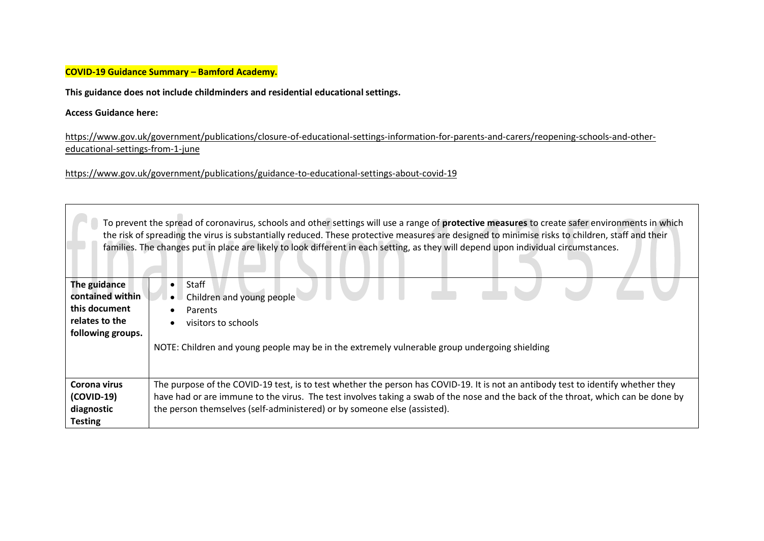**COVID-19 Guidance Summary – Bamford Academy.**

**This guidance does not include childminders and residential educational settings.**

**Access Guidance here:**

https://www.gov.uk/government/publications/closure-of-educational-settings-information-for-parents-and-carers/reopening-schools-and-other-educational-settings-from-1-june

https://www.gov.uk/government/publications/guidance-to-educational-settings-about-covid-19

| To prevent the spread of coronavirus, schools and other settings will use a range of **protective measures** to create safer environments in which the risk of spreading the virus is substantially reduced. These protective measures are designed to minimise risks to children, staff and their families. The changes put in place are likely to look different in each setting, as they will depend upon individual circumstances. | |
|---|---|
| **The guidance contained within this document relates to the following groups.** | • Staff<br>• Children and young people<br>• Parents<br>• visitors to schools<br><br>NOTE: Children and young people may be in the extremely vulnerable group undergoing shielding |
| **Corona virus (COVID-19) diagnostic Testing** | The purpose of the COVID-19 test, is to test whether the person has COVID-19. It is not an antibody test to identify whether they have had or are immune to the virus. The test involves taking a swab of the nose and the back of the throat, which can be done by the person themselves (self-administered) or by someone else (assisted). |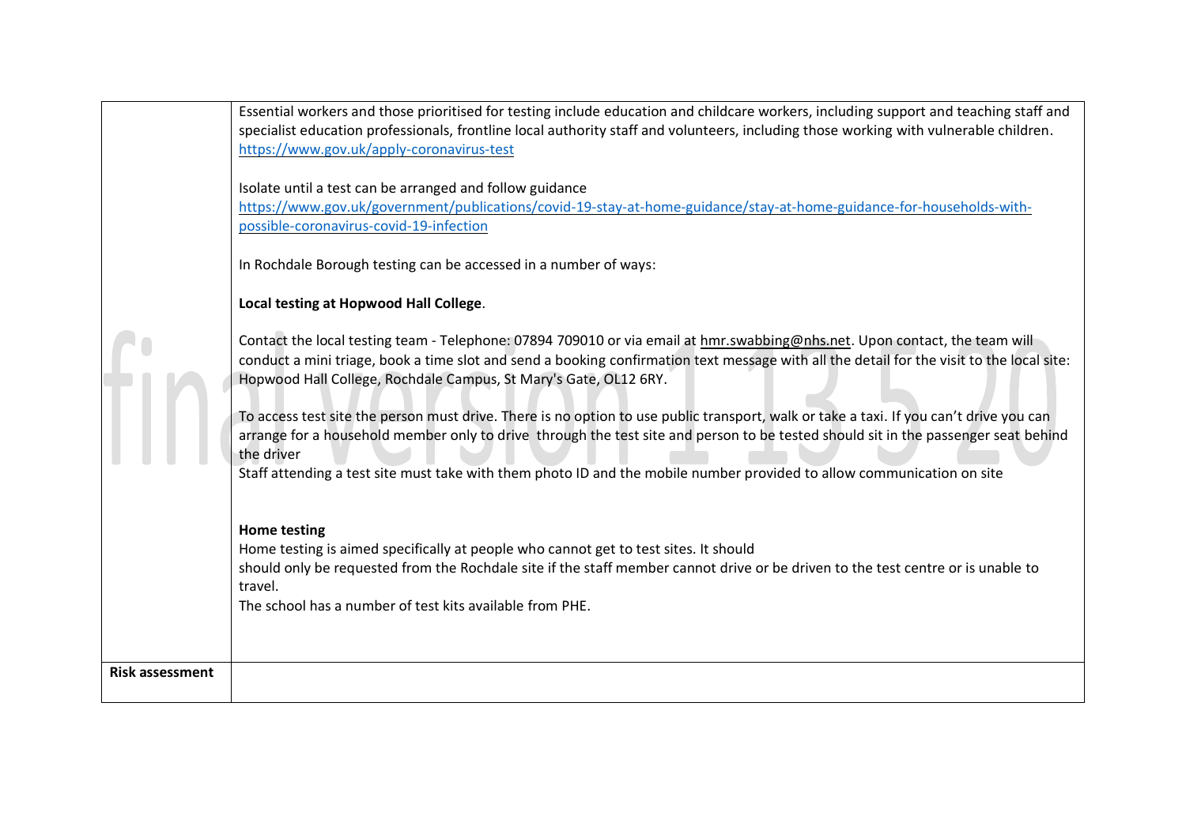|  |  |
|---|---|
|  | Essential workers and those prioritised for testing include education and childcare workers, including support and teaching staff and specialist education professionals, frontline local authority staff and volunteers, including those working with vulnerable children. https://www.gov.uk/apply-coronavirus-test<br><br>Isolate until a test can be arranged and follow guidance https://www.gov.uk/government/publications/covid-19-stay-at-home-guidance/stay-at-home-guidance-for-households-with-possible-coronavirus-covid-19-infection<br><br>In Rochdale Borough testing can be accessed in a number of ways:<br><br>**Local testing at Hopwood Hall College**.<br><br>Contact the local testing team - Telephone: 07894 709010 or via email at hmr.swabbing@nhs.net. Upon contact, the team will conduct a mini triage, book a time slot and send a booking confirmation text message with all the detail for the visit to the local site: Hopwood Hall College, Rochdale Campus, St Mary's Gate, OL12 6RY.<br><br>To access test site the person must drive. There is no option to use public transport, walk or take a taxi. If you can't drive you can arrange for a household member only to drive through the test site and person to be tested should sit in the passenger seat behind the driver<br>Staff attending a test site must take with them photo ID and the mobile number provided to allow communication on site<br><br>**Home testing**<br>Home testing is aimed specifically at people who cannot get to test sites. It should<br>should only be requested from the Rochdale site if the staff member cannot drive or be driven to the test centre or is unable to travel.<br>The school has a number of test kits available from PHE. |
| **Risk assessment** |  |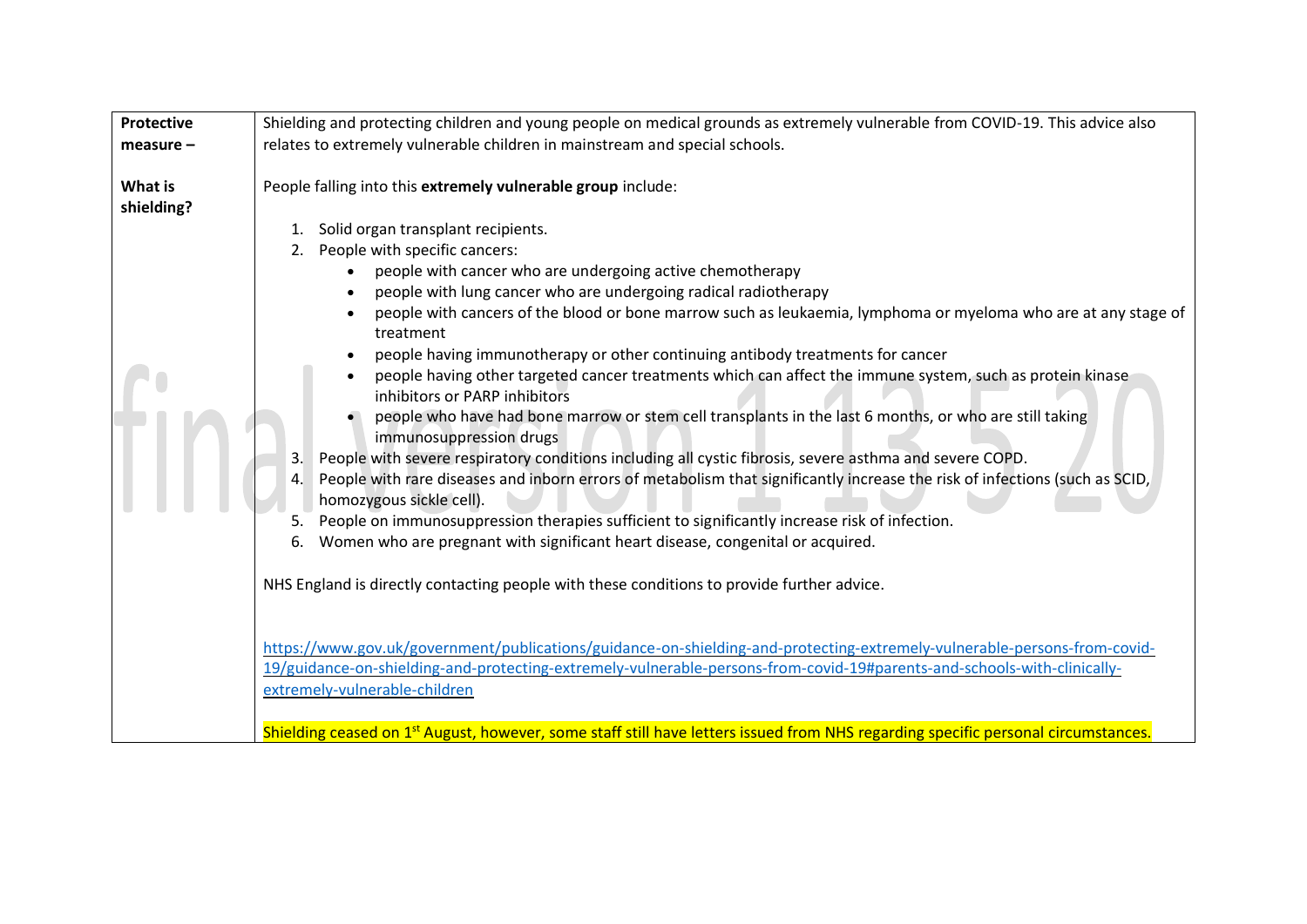| Protective measure – What is shielding? | Shielding and protecting children and young people on medical grounds as extremely vulnerable from COVID-19. This advice also relates to extremely vulnerable children in mainstream and special schools.<br><br>People falling into this **extremely vulnerable group** include:<br><br>1. Solid organ transplant recipients.<br>2. People with specific cancers:<br>• people with cancer who are undergoing active chemotherapy<br>• people with lung cancer who are undergoing radical radiotherapy<br>• people with cancers of the blood or bone marrow such as leukaemia, lymphoma or myeloma who are at any stage of treatment<br>• people having immunotherapy or other continuing antibody treatments for cancer<br>• people having other targeted cancer treatments which can affect the immune system, such as protein kinase inhibitors or PARP inhibitors<br>• people who have had bone marrow or stem cell transplants in the last 6 months, or who are still taking immunosuppression drugs<br>3. People with severe respiratory conditions including all cystic fibrosis, severe asthma and severe COPD.<br>4. People with rare diseases and inborn errors of metabolism that significantly increase the risk of infections (such as SCID, homozygous sickle cell).<br>5. People on immunosuppression therapies sufficient to significantly increase risk of infection.<br>6. Women who are pregnant with significant heart disease, congenital or acquired.<br><br>NHS England is directly contacting people with these conditions to provide further advice.<br><br>https://www.gov.uk/government/publications/guidance-on-shielding-and-protecting-extremely-vulnerable-persons-from-covid-19/guidance-on-shielding-and-protecting-extremely-vulnerable-persons-from-covid-19#parents-and-schools-with-clinically-extremely-vulnerable-children<br><br>Shielding ceased on 1st August, however, some staff still have letters issued from NHS regarding specific personal circumstances. |
|---|---|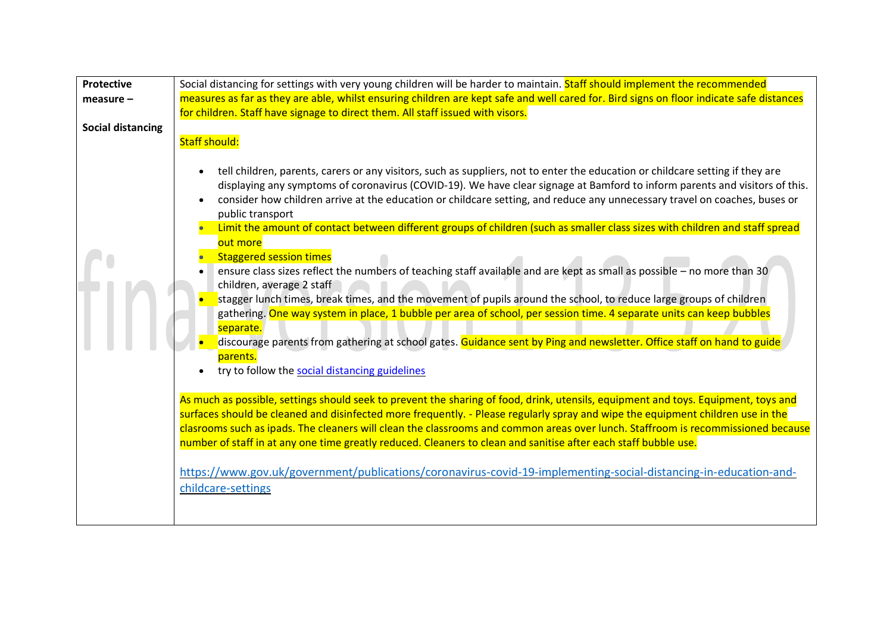| **Protective measure – Social distancing** | Social distancing for settings with very young children will be harder to maintain. Staff should implement the recommended measures as far as they are able, whilst ensuring children are kept safe and well cared for. Bird signs on floor indicate safe distances for children. Staff have signage to direct them. All staff issued with visors.<br><br>Staff should:<br><br>• tell children, parents, carers or any visitors, such as suppliers, not to enter the education or childcare setting if they are displaying any symptoms of coronavirus (COVID-19). We have clear signage at Bamford to inform parents and visitors of this.<br>• consider how children arrive at the education or childcare setting, and reduce any unnecessary travel on coaches, buses or public transport<br>• Limit the amount of contact between different groups of children (such as smaller class sizes with children and staff spread out more<br>• Staggered session times<br>• ensure class sizes reflect the numbers of teaching staff available and are kept as small as possible – no more than 30 children, average 2 staff<br>• stagger lunch times, break times, and the movement of pupils around the school, to reduce large groups of children gathering. One way system in place, 1 bubble per area of school, per session time. 4 separate units can keep bubbles separate.<br>• discourage parents from gathering at school gates. Guidance sent by Ping and newsletter. Office staff on hand to guide parents.<br>• try to follow the [social distancing guidelines](https://www.gov.uk/government/publications/coronavirus-covid-19-implementing-social-distancing-in-education-and-childcare-settings)<br><br>As much as possible, settings should seek to prevent the sharing of food, drink, utensils, equipment and toys. Equipment, toys and surfaces should be cleaned and disinfected more frequently. - Please regularly spray and wipe the equipment children use in the clasrooms such as ipads. The cleaners will clean the classrooms and common areas over lunch. Staffroom is recommissioned because number of staff in at any one time greatly reduced. Cleaners to clean and sanitise after each staff bubble use.<br><br>https://www.gov.uk/government/publications/coronavirus-covid-19-implementing-social-distancing-in-education-and-childcare-settings |
|---|---|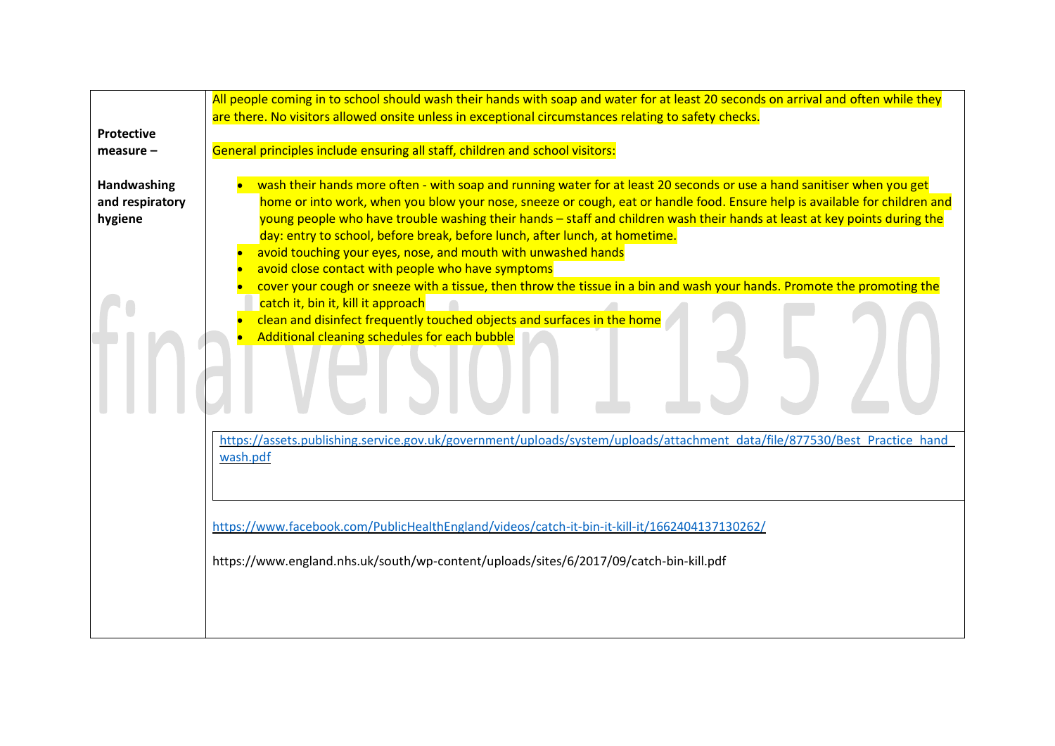| | |
|---|---|
| **Protective measure –**<br><br>**Handwashing and respiratory hygiene** | All people coming in to school should wash their hands with soap and water for at least 20 seconds on arrival and often while they are there. No visitors allowed onsite unless in exceptional circumstances relating to safety checks.<br><br>General principles include ensuring all staff, children and school visitors:<br><br>• wash their hands more often - with soap and running water for at least 20 seconds or use a hand sanitiser when you get home or into work, when you blow your nose, sneeze or cough, eat or handle food. Ensure help is available for children and young people who have trouble washing their hands – staff and children wash their hands at least at key points during the day: entry to school, before break, before lunch, after lunch, at hometime.<br>• avoid touching your eyes, nose, and mouth with unwashed hands<br>• avoid close contact with people who have symptoms<br>• cover your cough or sneeze with a tissue, then throw the tissue in a bin and wash your hands. Promote the promoting the catch it, bin it, kill it approach<br>• clean and disinfect frequently touched objects and surfaces in the home<br>• Additional cleaning schedules for each bubble<br><br>https://assets.publishing.service.gov.uk/government/uploads/system/uploads/attachment_data/file/877530/Best_Practice_hand_wash.pdf<br><br>https://www.facebook.com/PublicHealthEngland/videos/catch-it-bin-it-kill-it/1662404137130262/<br><br>https://www.england.nhs.uk/south/wp-content/uploads/sites/6/2017/09/catch-bin-kill.pdf |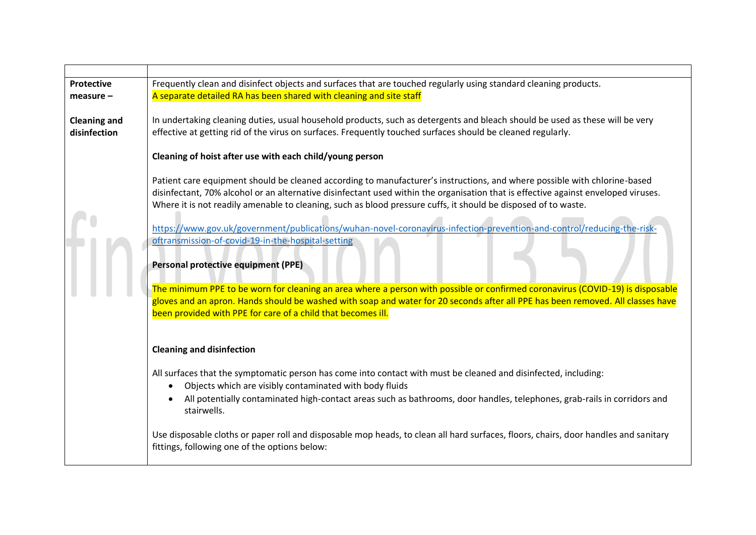| | |
|---|---|
| **Protective measure –** **Cleaning and disinfection** | Frequently clean and disinfect objects and surfaces that are touched regularly using standard cleaning products.<br>A separate detailed RA has been shared with cleaning and site staff<br><br>In undertaking cleaning duties, usual household products, such as detergents and bleach should be used as these will be very effective at getting rid of the virus on surfaces. Frequently touched surfaces should be cleaned regularly.<br><br>**Cleaning of hoist after use with each child/young person**<br><br>Patient care equipment should be cleaned according to manufacturer's instructions, and where possible with chlorine-based disinfectant, 70% alcohol or an alternative disinfectant used within the organisation that is effective against enveloped viruses. Where it is not readily amenable to cleaning, such as blood pressure cuffs, it should be disposed of to waste.<br><br>https://www.gov.uk/government/publications/wuhan-novel-coronavirus-infection-prevention-and-control/reducing-the-risk-oftransmission-of-covid-19-in-the-hospital-setting<br><br>**Personal protective equipment (PPE)**<br><br>The minimum PPE to be worn for cleaning an area where a person with possible or confirmed coronavirus (COVID-19) is disposable gloves and an apron. Hands should be washed with soap and water for 20 seconds after all PPE has been removed. All classes have been provided with PPE for care of a child that becomes ill.<br><br>**Cleaning and disinfection**<br><br>All surfaces that the symptomatic person has come into contact with must be cleaned and disinfected, including:<br>• Objects which are visibly contaminated with body fluids<br>• All potentially contaminated high-contact areas such as bathrooms, door handles, telephones, grab-rails in corridors and stairwells.<br><br>Use disposable cloths or paper roll and disposable mop heads, to clean all hard surfaces, floors, chairs, door handles and sanitary fittings, following one of the options below: |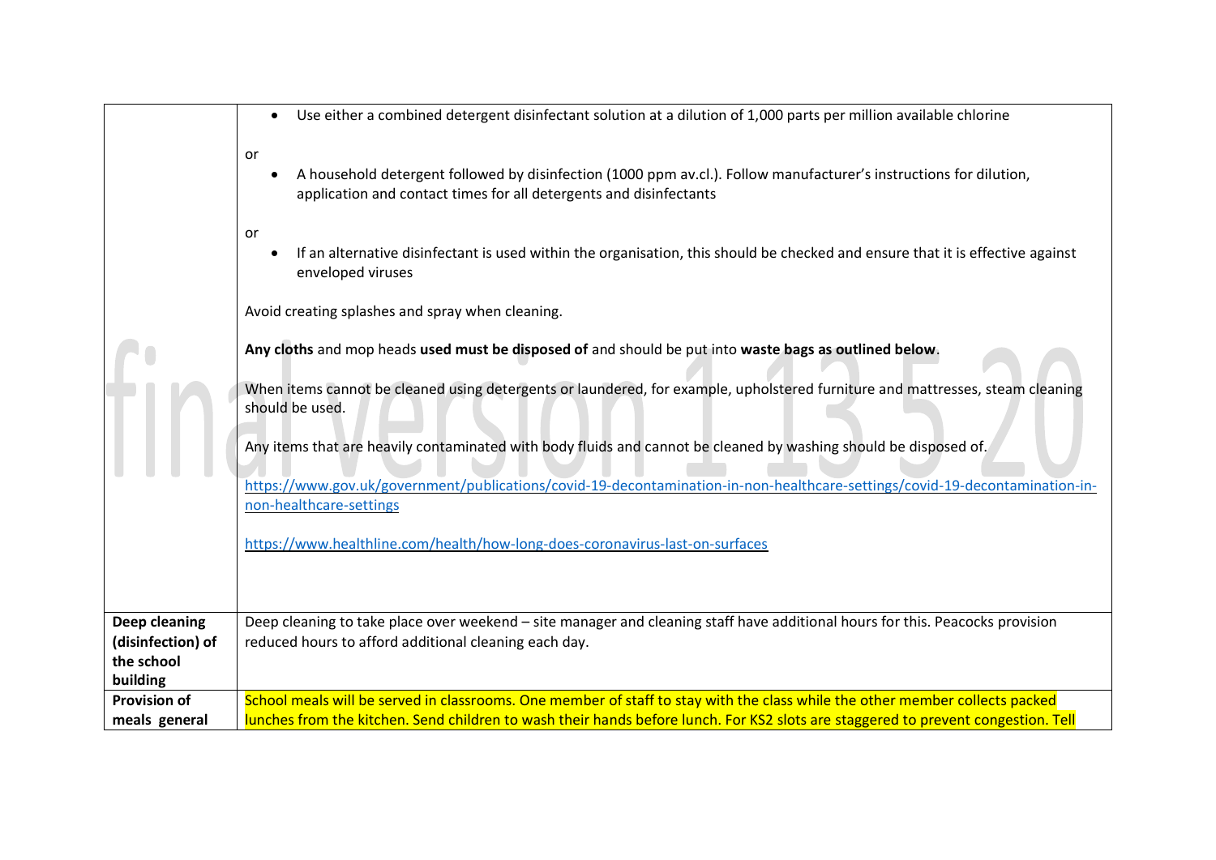| | |
|---|---|
| | • Use either a combined detergent disinfectant solution at a dilution of 1,000 parts per million available chlorine<br><br>or<br><br>• A household detergent followed by disinfection (1000 ppm av.cl.). Follow manufacturer's instructions for dilution, application and contact times for all detergents and disinfectants<br><br>or<br><br>• If an alternative disinfectant is used within the organisation, this should be checked and ensure that it is effective against enveloped viruses<br><br>Avoid creating splashes and spray when cleaning.<br><br>**Any cloths** and mop heads **used must be disposed of** and should be put into **waste bags as outlined below**.<br><br>When items cannot be cleaned using detergents or laundered, for example, upholstered furniture and mattresses, steam cleaning should be used.<br><br>Any items that are heavily contaminated with body fluids and cannot be cleaned by washing should be disposed of.<br><br>https://www.gov.uk/government/publications/covid-19-decontamination-in-non-healthcare-settings/covid-19-decontamination-in-non-healthcare-settings<br><br>https://www.healthline.com/health/how-long-does-coronavirus-last-on-surfaces |
| **Deep cleaning (disinfection) of the school building** | Deep cleaning to take place over weekend – site manager and cleaning staff have additional hours for this. Peacocks provision reduced hours to afford additional cleaning each day. |
| **Provision of meals general** | School meals will be served in classrooms. One member of staff to stay with the class while the other member collects packed lunches from the kitchen. Send children to wash their hands before lunch. For KS2 slots are staggered to prevent congestion. Tell |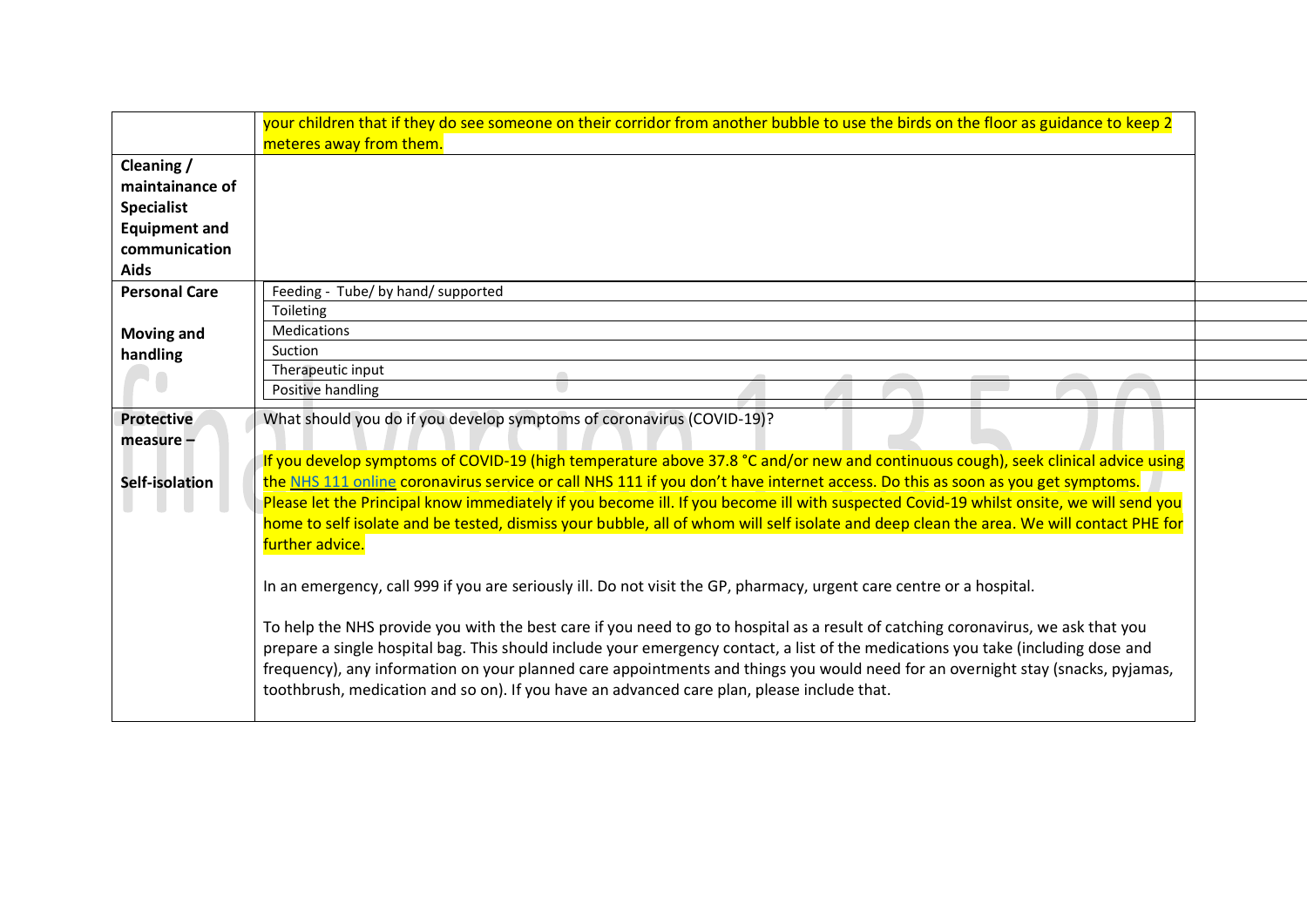| | |
|---|---|
| | your children that if they do see someone on their corridor from another bubble to use the birds on the floor as guidance to keep 2 meteres away from them. |
| **Cleaning / maintainance of Specialist Equipment and communication Aids** | |
| **Personal Care**<br><br>**Moving and handling** | Feeding - Tube/ by hand/ supported<br>Toileting<br>Medications<br>Suction<br>Therapeutic input<br>Positive handling |
| **Protective measure –**<br><br>**Self-isolation** | What should you do if you develop symptoms of coronavirus (COVID-19)?<br><br>If you develop symptoms of COVID-19 (high temperature above 37.8 °C and/or new and continuous cough), seek clinical advice using the NHS 111 online coronavirus service or call NHS 111 if you don't have internet access. Do this as soon as you get symptoms. Please let the Principal know immediately if you become ill. If you become ill with suspected Covid-19 whilst onsite, we will send you home to self isolate and be tested, dismiss your bubble, all of whom will self isolate and deep clean the area. We will contact PHE for further advice.<br><br>In an emergency, call 999 if you are seriously ill. Do not visit the GP, pharmacy, urgent care centre or a hospital.<br><br>To help the NHS provide you with the best care if you need to go to hospital as a result of catching coronavirus, we ask that you prepare a single hospital bag. This should include your emergency contact, a list of the medications you take (including dose and frequency), any information on your planned care appointments and things you would need for an overnight stay (snacks, pyjamas, toothbrush, medication and so on). If you have an advanced care plan, please include that. |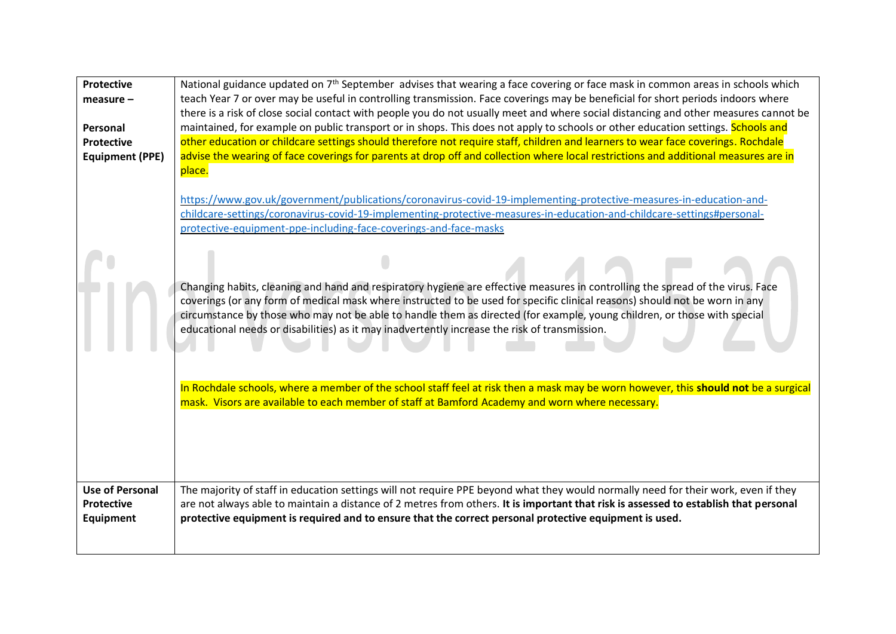| | |
|---|---|
| **Protective measure –**<br><br>**Personal Protective Equipment (PPE)** | National guidance updated on 7th September advises that wearing a face covering or face mask in common areas in schools which teach Year 7 or over may be useful in controlling transmission. Face coverings may be beneficial for short periods indoors where there is a risk of close social contact with people you do not usually meet and where social distancing and other measures cannot be maintained, for example on public transport or in shops. This does not apply to schools or other education settings. Schools and other education or childcare settings should therefore not require staff, children and learners to wear face coverings. Rochdale advise the wearing of face coverings for parents at drop off and collection where local restrictions and additional measures are in place.<br><br>https://www.gov.uk/government/publications/coronavirus-covid-19-implementing-protective-measures-in-education-and-childcare-settings/coronavirus-covid-19-implementing-protective-measures-in-education-and-childcare-settings#personal-protective-equipment-ppe-including-face-coverings-and-face-masks<br><br>Changing habits, cleaning and hand and respiratory hygiene are effective measures in controlling the spread of the virus. Face coverings (or any form of medical mask where instructed to be used for specific clinical reasons) should not be worn in any circumstance by those who may not be able to handle them as directed (for example, young children, or those with special educational needs or disabilities) as it may inadvertently increase the risk of transmission.<br><br>In Rochdale schools, where a member of the school staff feel at risk then a mask may be worn however, this **should not** be a surgical mask. Visors are available to each member of staff at Bamford Academy and worn where necessary. |
| **Use of Personal Protective Equipment** | The majority of staff in education settings will not require PPE beyond what they would normally need for their work, even if they are not always able to maintain a distance of 2 metres from others. **It is important that risk is assessed to establish that personal protective equipment is required and to ensure that the correct personal protective equipment is used.** |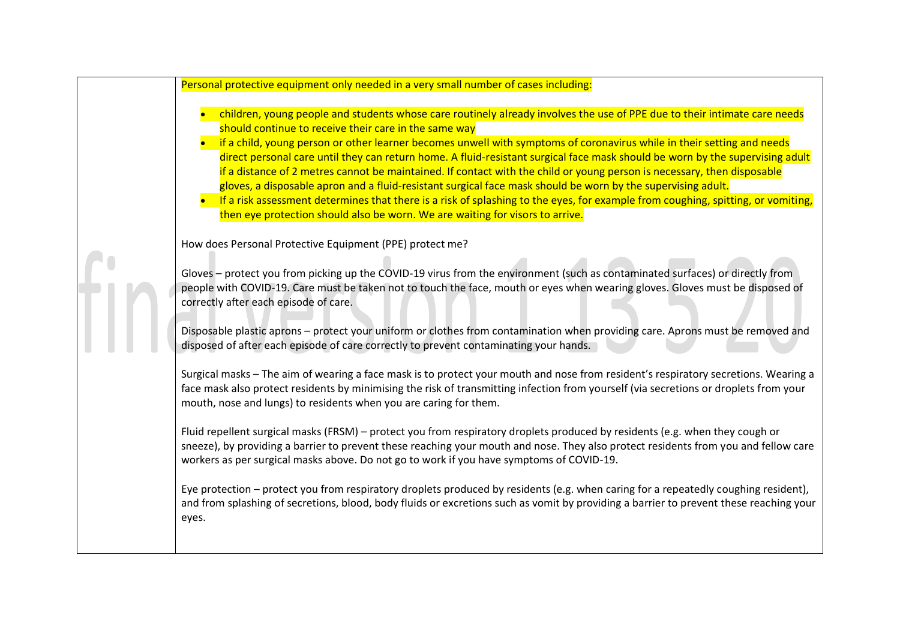| | |
|---|---|
| | Personal protective equipment only needed in a very small number of cases including:<br><br>• children, young people and students whose care routinely already involves the use of PPE due to their intimate care needs should continue to receive their care in the same way<br>• if a child, young person or other learner becomes unwell with symptoms of coronavirus while in their setting and needs direct personal care until they can return home. A fluid-resistant surgical face mask should be worn by the supervising adult if a distance of 2 metres cannot be maintained. If contact with the child or young person is necessary, then disposable gloves, a disposable apron and a fluid-resistant surgical face mask should be worn by the supervising adult.<br>• If a risk assessment determines that there is a risk of splashing to the eyes, for example from coughing, spitting, or vomiting, then eye protection should also be worn. We are waiting for visors to arrive.<br><br>How does Personal Protective Equipment (PPE) protect me?<br><br>Gloves – protect you from picking up the COVID-19 virus from the environment (such as contaminated surfaces) or directly from people with COVID-19. Care must be taken not to touch the face, mouth or eyes when wearing gloves. Gloves must be disposed of correctly after each episode of care.<br><br>Disposable plastic aprons – protect your uniform or clothes from contamination when providing care. Aprons must be removed and disposed of after each episode of care correctly to prevent contaminating your hands.<br><br>Surgical masks – The aim of wearing a face mask is to protect your mouth and nose from resident's respiratory secretions. Wearing a face mask also protect residents by minimising the risk of transmitting infection from yourself (via secretions or droplets from your mouth, nose and lungs) to residents when you are caring for them.<br><br>Fluid repellent surgical masks (FRSM) – protect you from respiratory droplets produced by residents (e.g. when they cough or sneeze), by providing a barrier to prevent these reaching your mouth and nose. They also protect residents from you and fellow care workers as per surgical masks above. Do not go to work if you have symptoms of COVID-19.<br><br>Eye protection – protect you from respiratory droplets produced by residents (e.g. when caring for a repeatedly coughing resident), and from splashing of secretions, blood, body fluids or excretions such as vomit by providing a barrier to prevent these reaching your eyes. |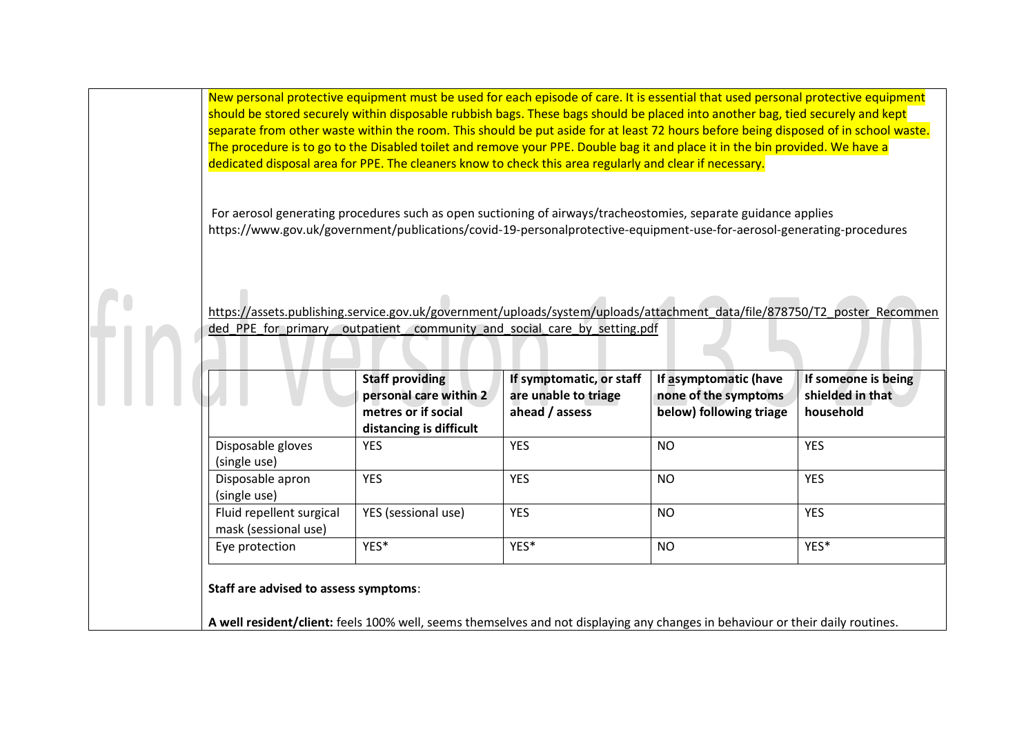New personal protective equipment must be used for each episode of care. It is essential that used personal protective equipment should be stored securely within disposable rubbish bags. These bags should be placed into another bag, tied securely and kept separate from other waste within the room. This should be put aside for at least 72 hours before being disposed of in school waste. The procedure is to go to the Disabled toilet and remove your PPE. Double bag it and place it in the bin provided. We have a dedicated disposal area for PPE. The cleaners know to check this area regularly and clear if necessary.

For aerosol generating procedures such as open suctioning of airways/tracheostomies, separate guidance applies https://www.gov.uk/government/publications/covid-19-personalprotective-equipment-use-for-aerosol-generating-procedures

https://assets.publishing.service.gov.uk/government/uploads/system/uploads/attachment_data/file/878750/T2_poster_Recommended_PPE_for_primary__outpatient__community_and_social_care_by_setting.pdf

| | **Staff providing personal care within 2 metres or if social distancing is difficult** | **If symptomatic, or staff are unable to triage ahead / assess** | **If asymptomatic (have none of the symptoms below) following triage** | **If someone is being shielded in that household** |
|---|---|---|---|---|
| Disposable gloves (single use) | YES | YES | NO | YES |
| Disposable apron (single use) | YES | YES | NO | YES |
| Fluid repellent surgical mask (sessional use) | YES (sessional use) | YES | NO | YES |
| Eye protection | YES* | YES* | NO | YES* |

**Staff are advised to assess symptoms**:

**A well resident/client:** feels 100% well, seems themselves and not displaying any changes in behaviour or their daily routines.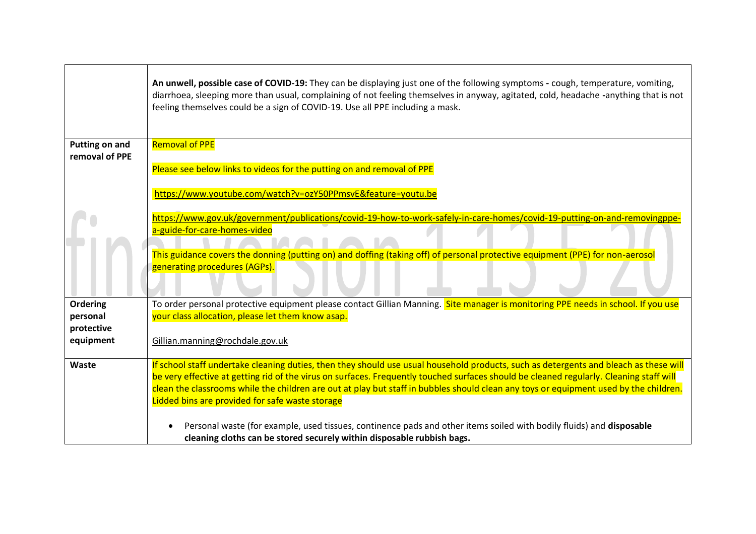| | |
|---|---|
| | **An unwell, possible case of COVID-19:** They can be displaying just one of the following symptoms **-** cough, temperature, vomiting, diarrhoea, sleeping more than usual, complaining of not feeling themselves in anyway, agitated, cold, headache **-**anything that is not feeling themselves could be a sign of COVID-19. Use all PPE including a mask. |
| **Putting on and removal of PPE** | Removal of PPE<br><br>Please see below links to videos for the putting on and removal of PPE<br><br>https://www.youtube.com/watch?v=ozY50PPmsvE&feature=youtu.be<br><br>https://www.gov.uk/government/publications/covid-19-how-to-work-safely-in-care-homes/covid-19-putting-on-and-removingppe-a-guide-for-care-homes-video<br><br>This guidance covers the donning (putting on) and doffing (taking off) of personal protective equipment (PPE) for non-aerosol generating procedures (AGPs). |
| **Ordering personal protective equipment** | To order personal protective equipment please contact Gillian Manning. Site manager is monitoring PPE needs in school. If you use your class allocation, please let them know asap.<br><br>Gillian.manning@rochdale.gov.uk |
| **Waste** | If school staff undertake cleaning duties, then they should use usual household products, such as detergents and bleach as these will be very effective at getting rid of the virus on surfaces. Frequently touched surfaces should be cleaned regularly. Cleaning staff will clean the classrooms while the children are out at play but staff in bubbles should clean any toys or equipment used by the children. Lidded bins are provided for safe waste storage<br><br>• Personal waste (for example, used tissues, continence pads and other items soiled with bodily fluids) and **disposable cleaning cloths can be stored securely within disposable rubbish bags.** |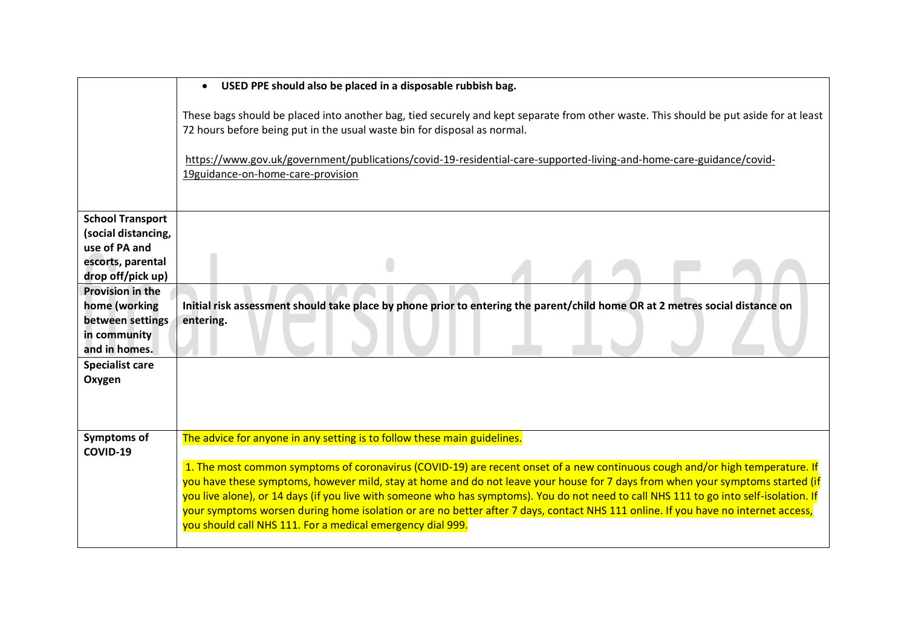| | |
|---|---|
| | • **USED PPE should also be placed in a disposable rubbish bag.**<br><br>These bags should be placed into another bag, tied securely and kept separate from other waste. This should be put aside for at least 72 hours before being put in the usual waste bin for disposal as normal.<br><br>https://www.gov.uk/government/publications/covid-19-residential-care-supported-living-and-home-care-guidance/covid-19guidance-on-home-care-provision |
| **School Transport (social distancing, use of PA and escorts, parental drop off/pick up)** | |
| **Provision in the home (working between settings in community and in homes.** | **Initial risk assessment should take place by phone prior to entering the parent/child home OR at 2 metres social distance on entering.** |
| **Specialist care Oxygen** | |
| **Symptoms of COVID-19** | The advice for anyone in any setting is to follow these main guidelines.<br><br>1. The most common symptoms of coronavirus (COVID-19) are recent onset of a new continuous cough and/or high temperature. If you have these symptoms, however mild, stay at home and do not leave your house for 7 days from when your symptoms started (if you live alone), or 14 days (if you live with someone who has symptoms). You do not need to call NHS 111 to go into self-isolation. If your symptoms worsen during home isolation or are no better after 7 days, contact NHS 111 online. If you have no internet access, you should call NHS 111. For a medical emergency dial 999. |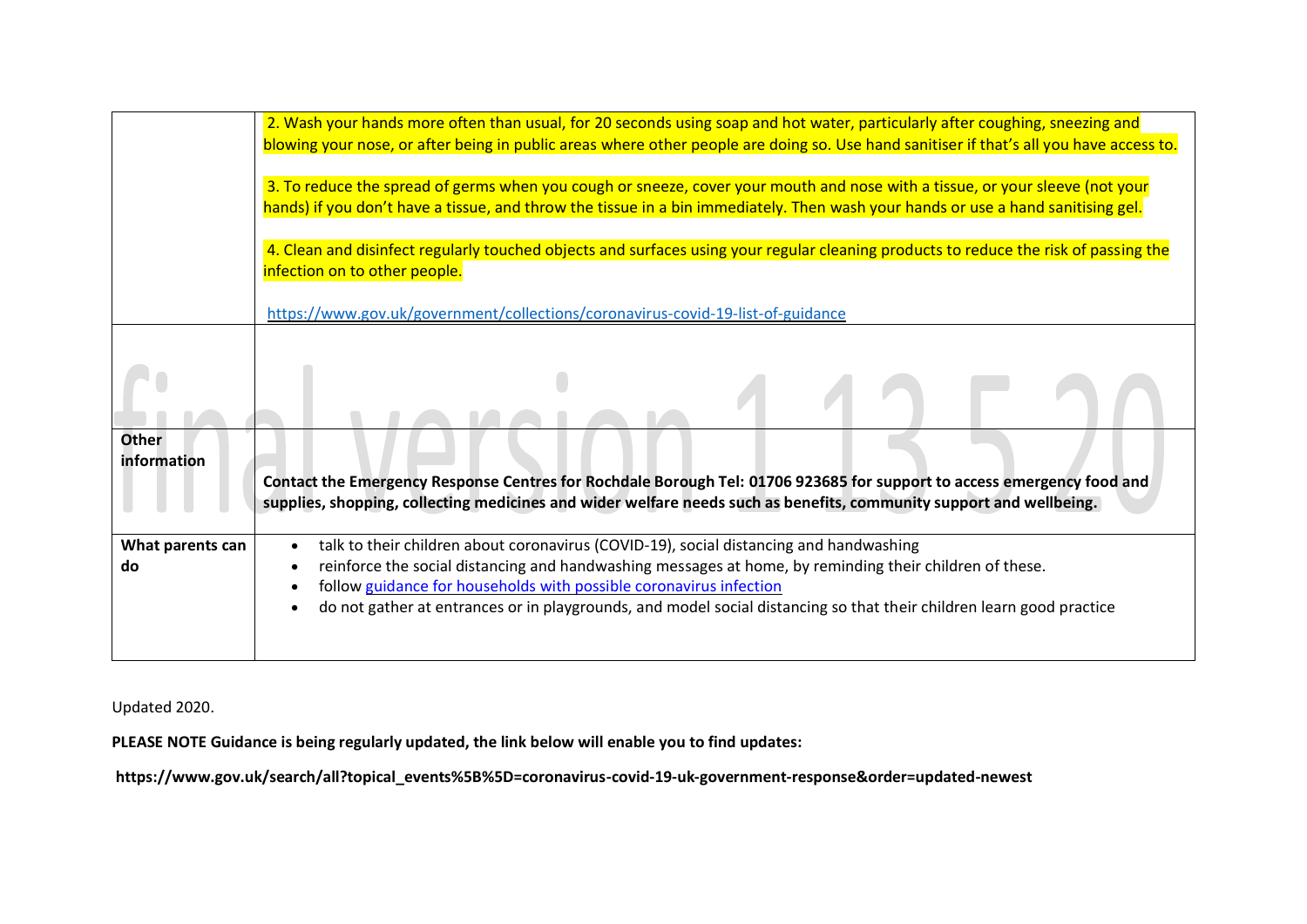| | |
|---|---|
| | 2. Wash your hands more often than usual, for 20 seconds using soap and hot water, particularly after coughing, sneezing and blowing your nose, or after being in public areas where other people are doing so. Use hand sanitiser if that's all you have access to.<br><br>3. To reduce the spread of germs when you cough or sneeze, cover your mouth and nose with a tissue, or your sleeve (not your hands) if you don't have a tissue, and throw the tissue in a bin immediately. Then wash your hands or use a hand sanitising gel.<br><br>4. Clean and disinfect regularly touched objects and surfaces using your regular cleaning products to reduce the risk of passing the infection on to other people.<br><br>https://www.gov.uk/government/collections/coronavirus-covid-19-list-of-guidance |
| | |
| **Other information** | **Contact the Emergency Response Centres for Rochdale Borough Tel: 01706 923685 for support to access emergency food and supplies, shopping, collecting medicines and wider welfare needs such as benefits, community support and wellbeing.** |
| **What parents can do** | • talk to their children about coronavirus (COVID-19), social distancing and handwashing<br>• reinforce the social distancing and handwashing messages at home, by reminding their children of these.<br>• follow guidance for households with possible coronavirus infection<br>• do not gather at entrances or in playgrounds, and model social distancing so that their children learn good practice |

Updated 2020.

**PLEASE NOTE Guidance is being regularly updated, the link below will enable you to find updates:**

**https://www.gov.uk/search/all?topical_events%5B%5D=coronavirus-covid-19-uk-government-response&order=updated-newest**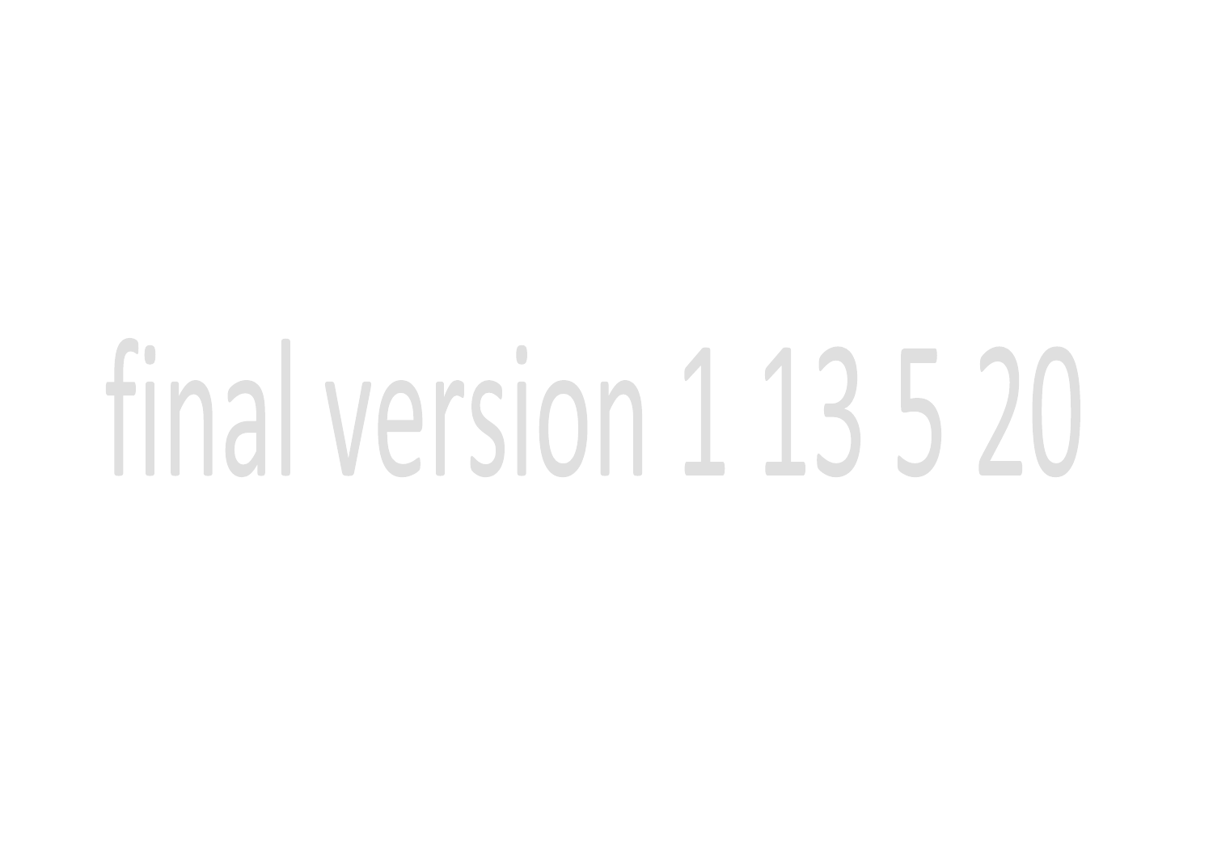final version 1 13 5 20